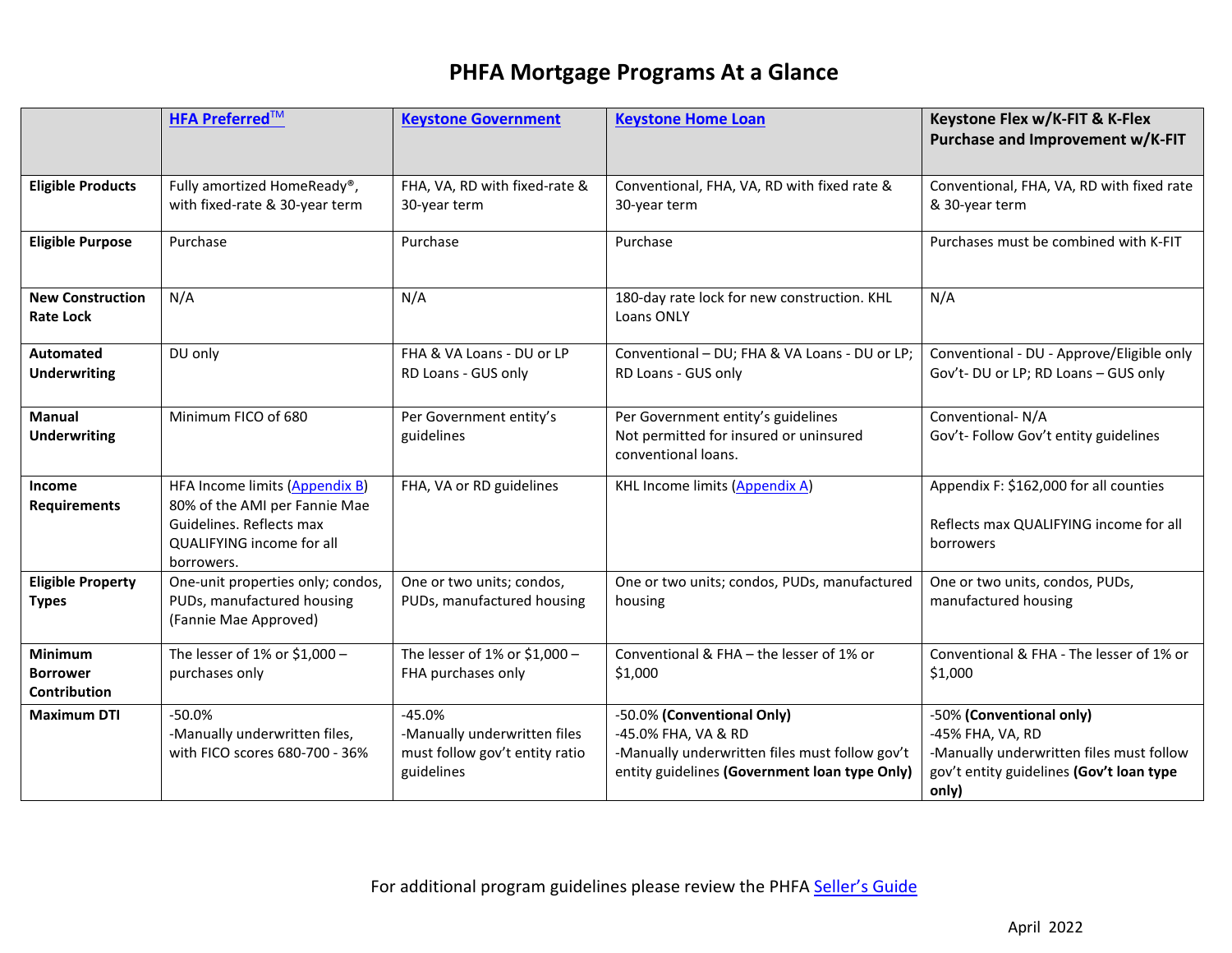# PHFA Mortgage Programs At a Glance

| | HFA Preferred™ | Keystone Government | Keystone Home Loan | Keystone Flex w/K-FIT & K-Flex Purchase and Improvement w/K-FIT |
|---|---|---|---|---|
| **Eligible Products** | Fully amortized HomeReady®, with fixed-rate & 30-year term | FHA, VA, RD with fixed-rate & 30-year term | Conventional, FHA, VA, RD with fixed rate & 30-year term | Conventional, FHA, VA, RD with fixed rate & 30-year term |
| **Eligible Purpose** | Purchase | Purchase | Purchase | Purchases must be combined with K-FIT |
| **New Construction Rate Lock** | N/A | N/A | 180-day rate lock for new construction. KHL Loans ONLY | N/A |
| **Automated Underwriting** | DU only | FHA & VA Loans - DU or LP<br>RD Loans - GUS only | Conventional – DU; FHA & VA Loans - DU or LP; RD Loans - GUS only | Conventional - DU - Approve/Eligible only<br>Gov't- DU or LP; RD Loans – GUS only |
| **Manual Underwriting** | Minimum FICO of 680 | Per Government entity's guidelines | Per Government entity's guidelines<br>Not permitted for insured or uninsured conventional loans. | Conventional- N/A<br>Gov't- Follow Gov't entity guidelines |
| **Income Requirements** | HFA Income limits (Appendix B) 80% of the AMI per Fannie Mae Guidelines. Reflects max QUALIFYING income for all borrowers. | FHA, VA or RD guidelines | KHL Income limits (Appendix A) | Appendix F: $162,000 for all counties<br><br>Reflects max QUALIFYING income for all borrowers |
| **Eligible Property Types** | One-unit properties only; condos, PUDs, manufactured housing (Fannie Mae Approved) | One or two units; condos, PUDs, manufactured housing | One or two units; condos, PUDs, manufactured housing | One or two units, condos, PUDs, manufactured housing |
| **Minimum Borrower Contribution** | The lesser of 1% or $1,000 – purchases only | The lesser of 1% or $1,000 – FHA purchases only | Conventional & FHA – the lesser of 1% or $1,000 | Conventional & FHA - The lesser of 1% or $1,000 |
| **Maximum DTI** | -50.0%<br>-Manually underwritten files, with FICO scores 680-700 - 36% | -45.0%<br>-Manually underwritten files must follow gov't entity ratio guidelines | -50.0% **(Conventional Only)**<br>-45.0% FHA, VA & RD<br>-Manually underwritten files must follow gov't entity guidelines **(Government loan type Only)** | -50% **(Conventional only)**<br>-45% FHA, VA, RD<br>-Manually underwritten files must follow gov't entity guidelines **(Gov't loan type only)** |

For additional program guidelines please review the PHFA Seller's Guide

April 2022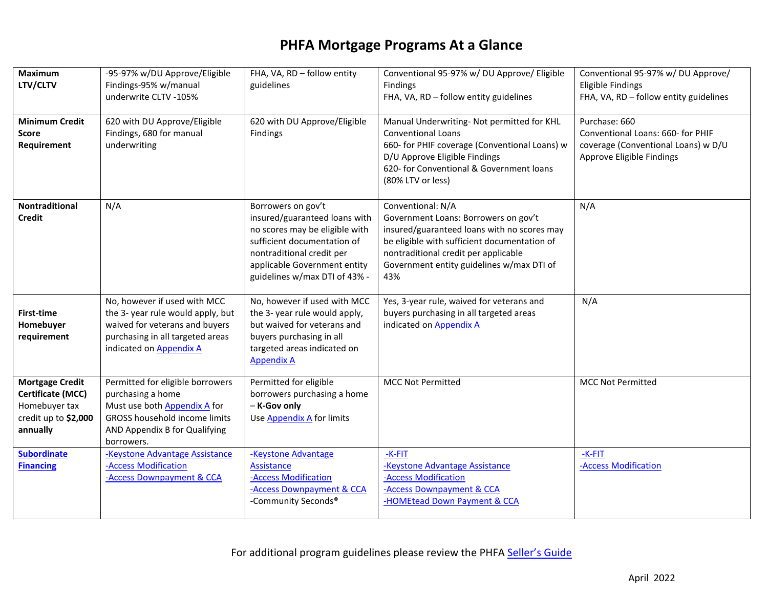# PHFA Mortgage Programs At a Glance

| | | | | |
|---|---|---|---|---|
| **Maximum LTV/CLTV** | -95-97% w/DU Approve/Eligible Findings-95% w/manual underwrite CLTV -105% | FHA, VA, RD – follow entity guidelines | Conventional 95-97% w/ DU Approve/ Eligible Findings<br>FHA, VA, RD – follow entity guidelines | Conventional 95-97% w/ DU Approve/ Eligible Findings<br>FHA, VA, RD – follow entity guidelines |
| **Minimum Credit Score Requirement** | 620 with DU Approve/Eligible Findings, 680 for manual underwriting | 620 with DU Approve/Eligible Findings | Manual Underwriting- Not permitted for KHL Conventional Loans<br>660- for PHIF coverage (Conventional Loans) w D/U Approve Eligible Findings<br>620- for Conventional & Government loans (80% LTV or less) | Purchase: 660<br>Conventional Loans: 660- for PHIF coverage (Conventional Loans) w D/U Approve Eligible Findings |
| **Nontraditional Credit** | N/A | Borrowers on gov't insured/guaranteed loans with no scores may be eligible with sufficient documentation of nontraditional credit per applicable Government entity guidelines w/max DTI of 43% - | Conventional: N/A<br>Government Loans: Borrowers on gov't insured/guaranteed loans with no scores may be eligible with sufficient documentation of nontraditional credit per applicable Government entity guidelines w/max DTI of 43% | N/A |
| **First-time Homebuyer requirement** | No, however if used with MCC the 3- year rule would apply, but waived for veterans and buyers purchasing in all targeted areas indicated on Appendix A | No, however if used with MCC the 3- year rule would apply, but waived for veterans and buyers purchasing in all targeted areas indicated on Appendix A | Yes, 3-year rule, waived for veterans and buyers purchasing in all targeted areas indicated on Appendix A | N/A |
| **Mortgage Credit Certificate (MCC)** Homebuyer tax credit up to **$2,000 annually** | Permitted for eligible borrowers purchasing a home<br>Must use both Appendix A for GROSS household income limits AND Appendix B for Qualifying borrowers. | Permitted for eligible borrowers purchasing a home – **K-Gov only**<br>Use Appendix A for limits | MCC Not Permitted | MCC Not Permitted |
| **Subordinate Financing** | -Keystone Advantage Assistance<br>-Access Modification<br>-Access Downpayment & CCA | -Keystone Advantage Assistance<br>-Access Modification<br>-Access Downpayment & CCA<br>-Community Seconds® | -K-FIT<br>-Keystone Advantage Assistance<br>-Access Modification<br>-Access Downpayment & CCA<br>-HOMEtead Down Payment & CCA | -K-FIT<br>-Access Modification |

For additional program guidelines please review the PHFA Seller's Guide

April 2022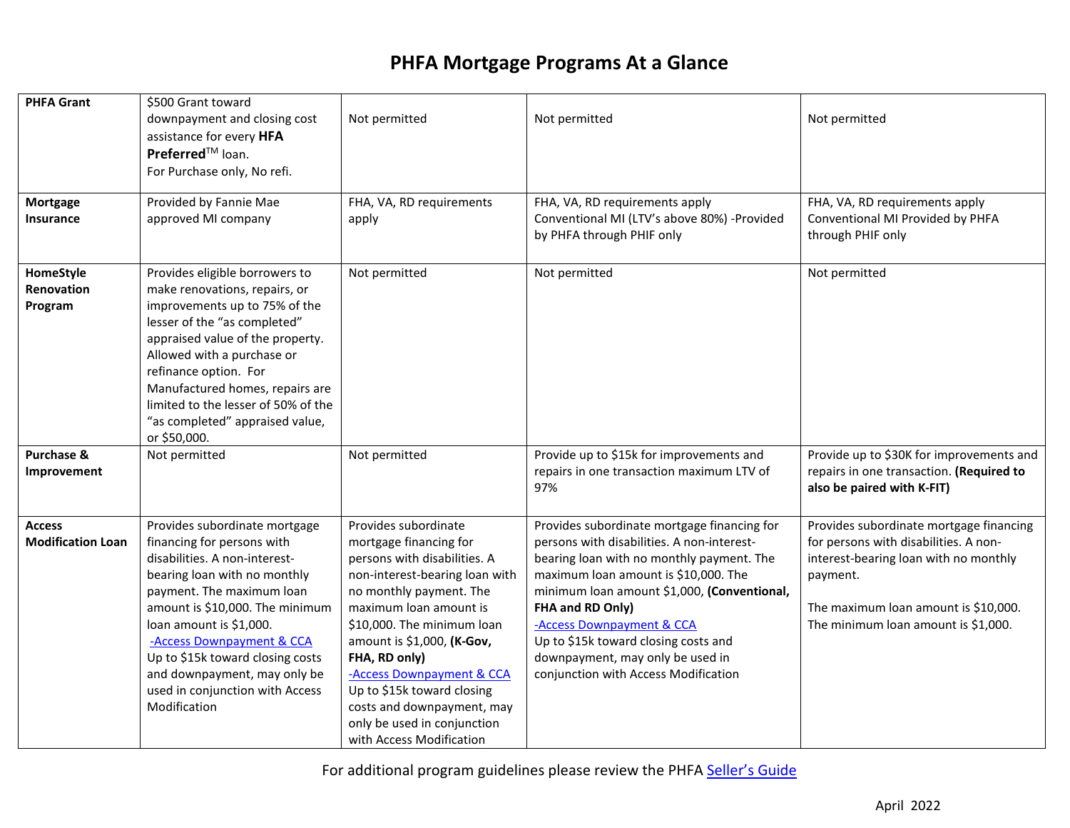# PHFA Mortgage Programs At a Glance

| | | | | |
|---|---|---|---|---|
| **PHFA Grant** | $500 Grant toward downpayment and closing cost assistance for every **HFA Preferred**™ loan. For Purchase only, No refi. | Not permitted | Not permitted | Not permitted |
| **Mortgage Insurance** | Provided by Fannie Mae approved MI company | FHA, VA, RD requirements apply | FHA, VA, RD requirements apply Conventional MI (LTV's above 80%) -Provided by PHFA through PHIF only | FHA, VA, RD requirements apply Conventional MI Provided by PHFA through PHIF only |
| **HomeStyle Renovation Program** | Provides eligible borrowers to make renovations, repairs, or improvements up to 75% of the lesser of the "as completed" appraised value of the property. Allowed with a purchase or refinance option. For Manufactured homes, repairs are limited to the lesser of 50% of the "as completed" appraised value, or $50,000. | Not permitted | Not permitted | Not permitted |
| **Purchase & Improvement** | Not permitted | Not permitted | Provide up to $15k for improvements and repairs in one transaction maximum LTV of 97% | Provide up to $30K for improvements and repairs in one transaction. **(Required to also be paired with K-FIT)** |
| **Access Modification Loan** | Provides subordinate mortgage financing for persons with disabilities. A non-interest-bearing loan with no monthly payment. The maximum loan amount is $10,000. The minimum loan amount is $1,000. -Access Downpayment & CCA Up to $15k toward closing costs and downpayment, may only be used in conjunction with Access Modification | Provides subordinate mortgage financing for persons with disabilities. A non-interest-bearing loan with no monthly payment. The maximum loan amount is $10,000. The minimum loan amount is $1,000, **(K-Gov, FHA, RD only)** -Access Downpayment & CCA Up to $15k toward closing costs and downpayment, may only be used in conjunction with Access Modification | Provides subordinate mortgage financing for persons with disabilities. A non-interest-bearing loan with no monthly payment. The maximum loan amount is $10,000. The minimum loan amount $1,000, **(Conventional, FHA and RD Only)** -Access Downpayment & CCA Up to $15k toward closing costs and downpayment, may only be used in conjunction with Access Modification | Provides subordinate mortgage financing for persons with disabilities. A non-interest-bearing loan with no monthly payment. The maximum loan amount is $10,000. The minimum loan amount is $1,000. |

For additional program guidelines please review the PHFA Seller's Guide

April 2022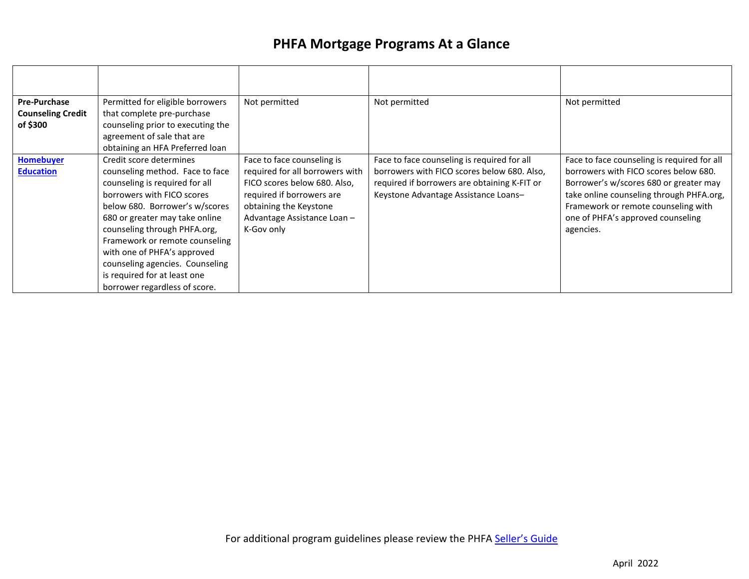# PHFA Mortgage Programs At a Glance

| | | | | |
|---|---|---|---|---|
| **Pre-Purchase Counseling Credit of $300** | Permitted for eligible borrowers that complete pre-purchase counseling prior to executing the agreement of sale that are obtaining an HFA Preferred loan | Not permitted | Not permitted | Not permitted |
| **Homebuyer Education** | Credit score determines counseling method. Face to face counseling is required for all borrowers with FICO scores below 680. Borrower's w/scores 680 or greater may take online counseling through PHFA.org, Framework or remote counseling with one of PHFA's approved counseling agencies. Counseling is required for at least one borrower regardless of score. | Face to face counseling is required for all borrowers with FICO scores below 680. Also, required if borrowers are obtaining the Keystone Advantage Assistance Loan – K-Gov only | Face to face counseling is required for all borrowers with FICO scores below 680. Also, required if borrowers are obtaining K-FIT or Keystone Advantage Assistance Loans– | Face to face counseling is required for all borrowers with FICO scores below 680. Borrower's w/scores 680 or greater may take online counseling through PHFA.org, Framework or remote counseling with one of PHFA's approved counseling agencies. |

For additional program guidelines please review the PHFA Seller's Guide

April 2022